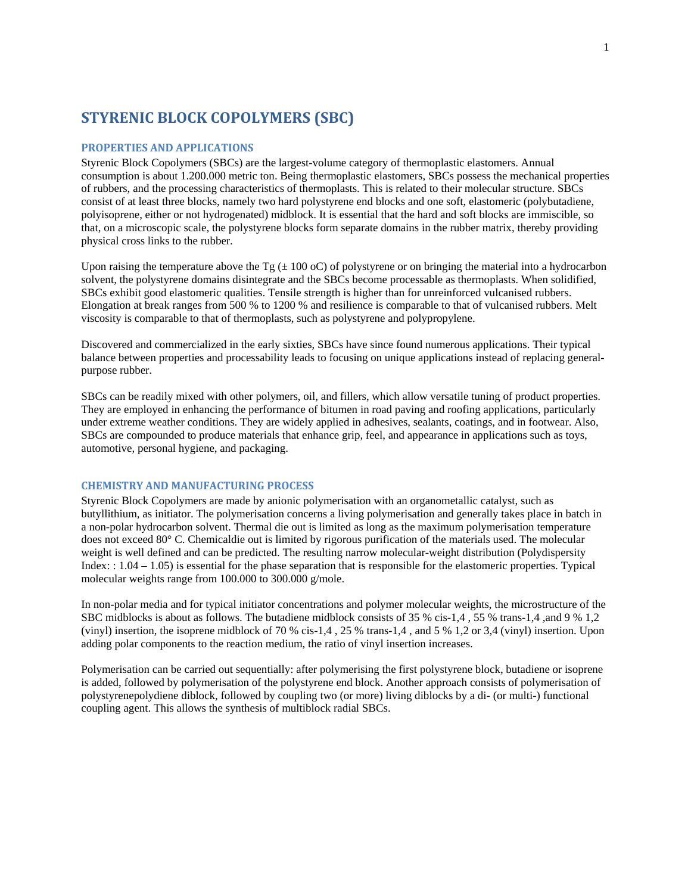# STYRENIC BLOCK COPOLYMERS (SBC)

## PROPERTIES AND APPLICATIONS

Styrenic Block Copolymers (SBCs) are the largest-volume category of thermoplastic elastomers. Annual consumption is about 1.200.000 metric ton. Being thermoplastic elastomers, SBCs possess the mechanical properties of rubbers, and the processing characteristics of thermoplasts. This is related to their molecular structure. SBCs consist of at least three blocks, namely two hard polystyrene end blocks and one soft, elastomeric (polybutadiene, polyisoprene, either or not hydrogenated) midblock. It is essential that the hard and soft blocks are immiscible, so that, on a microscopic scale, the polystyrene blocks form separate domains in the rubber matrix, thereby providing physical cross links to the rubber.

Upon raising the temperature above the Tg (± 100 oC) of polystyrene or on bringing the material into a hydrocarbon solvent, the polystyrene domains disintegrate and the SBCs become processable as thermoplasts. When solidified, SBCs exhibit good elastomeric qualities. Tensile strength is higher than for unreinforced vulcanised rubbers. Elongation at break ranges from 500 % to 1200 % and resilience is comparable to that of vulcanised rubbers. Melt viscosity is comparable to that of thermoplasts, such as polystyrene and polypropylene.

Discovered and commercialized in the early sixties, SBCs have since found numerous applications. Their typical balance between properties and processability leads to focusing on unique applications instead of replacing general-purpose rubber.

SBCs can be readily mixed with other polymers, oil, and fillers, which allow versatile tuning of product properties. They are employed in enhancing the performance of bitumen in road paving and roofing applications, particularly under extreme weather conditions. They are widely applied in adhesives, sealants, coatings, and in footwear. Also, SBCs are compounded to produce materials that enhance grip, feel, and appearance in applications such as toys, automotive, personal hygiene, and packaging.

## CHEMISTRY AND MANUFACTURING PROCESS

Styrenic Block Copolymers are made by anionic polymerisation with an organometallic catalyst, such as butyllithium, as initiator. The polymerisation concerns a living polymerisation and generally takes place in batch in a non-polar hydrocarbon solvent. Thermal die out is limited as long as the maximum polymerisation temperature does not exceed 80° C. Chemicaldie out is limited by rigorous purification of the materials used. The molecular weight is well defined and can be predicted. The resulting narrow molecular-weight distribution (Polydispersity Index: : 1.04 – 1.05) is essential for the phase separation that is responsible for the elastomeric properties. Typical molecular weights range from 100.000 to 300.000 g/mole.

In non-polar media and for typical initiator concentrations and polymer molecular weights, the microstructure of the SBC midblocks is about as follows. The butadiene midblock consists of 35 % cis-1,4 , 55 % trans-1,4 ,and 9 % 1,2 (vinyl) insertion, the isoprene midblock of 70 % cis-1,4 , 25 % trans-1,4 , and 5 % 1,2 or 3,4 (vinyl) insertion. Upon adding polar components to the reaction medium, the ratio of vinyl insertion increases.

Polymerisation can be carried out sequentially: after polymerising the first polystyrene block, butadiene or isoprene is added, followed by polymerisation of the polystyrene end block. Another approach consists of polymerisation of polystyrenepolydiene diblock, followed by coupling two (or more) living diblocks by a di- (or multi-) functional coupling agent. This allows the synthesis of multiblock radial SBCs.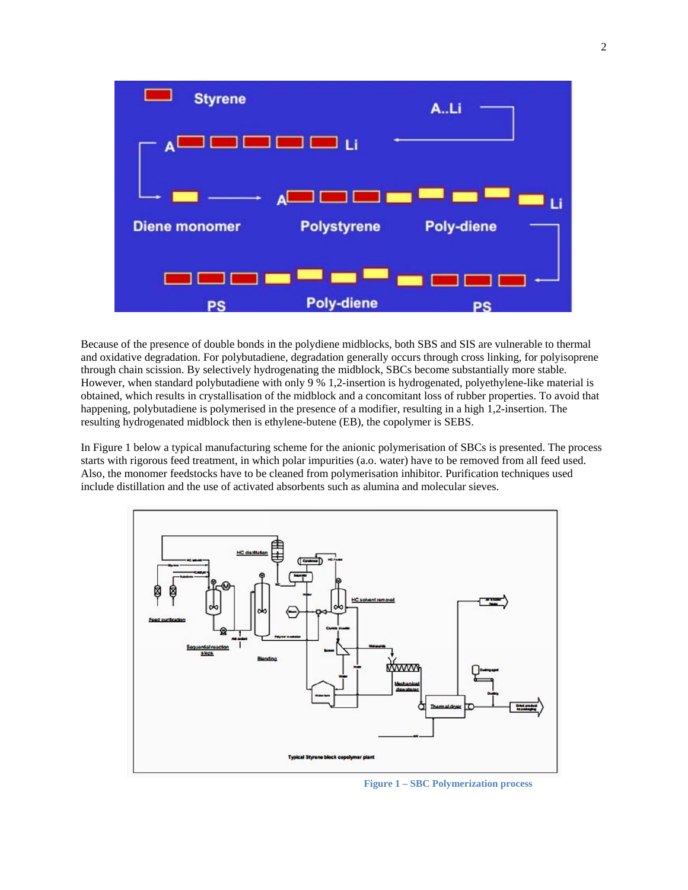Because of the presence of double bonds in the polydiene midblocks, both SBS and SIS are vulnerable to thermal and oxidative degradation. For polybutadiene, degradation generally occurs through cross linking, for polyisoprene through chain scission. By selectively hydrogenating the midblock, SBCs become substantially more stable. However, when standard polybutadiene with only 9 % 1,2-insertion is hydrogenated, polyethylene-like material is obtained, which results in crystallisation of the midblock and a concomitant loss of rubber properties. To avoid that happening, polybutadiene is polymerised in the presence of a modifier, resulting in a high 1,2-insertion. The resulting hydrogenated midblock then is ethylene-butene (EB), the copolymer is SEBS.

In Figure 1 below a typical manufacturing scheme for the anionic polymerisation of SBCs is presented. The process starts with rigorous feed treatment, in which polar impurities (a.o. water) have to be removed from all feed used. Also, the monomer feedstocks have to be cleaned from polymerisation inhibitor. Purification techniques used include distillation and the use of activated absorbents such as alumina and molecular sieves.

**Figure 1 – SBC Polymerization process**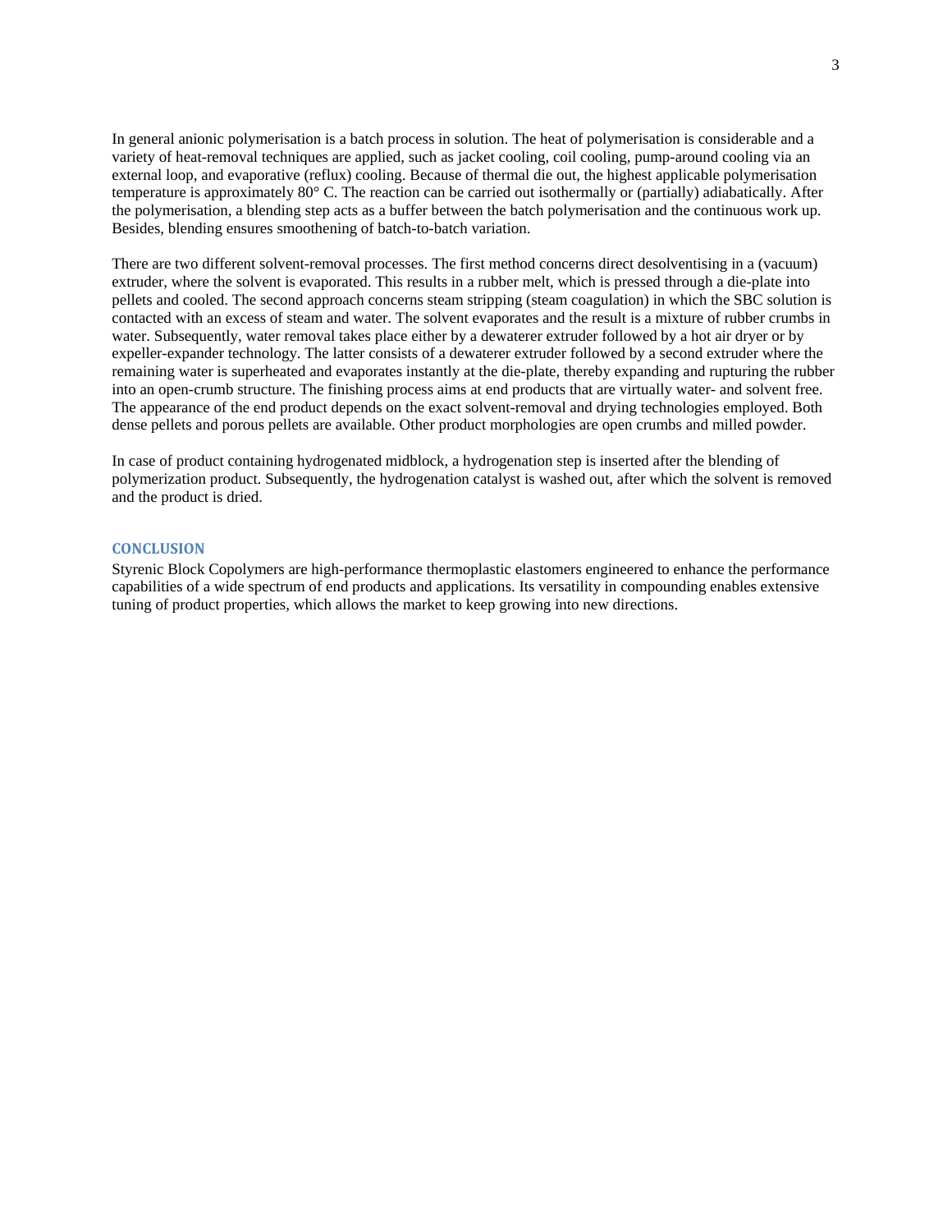In general anionic polymerisation is a batch process in solution. The heat of polymerisation is considerable and a variety of heat-removal techniques are applied, such as jacket cooling, coil cooling, pump-around cooling via an external loop, and evaporative (reflux) cooling. Because of thermal die out, the highest applicable polymerisation temperature is approximately 80° C. The reaction can be carried out isothermally or (partially) adiabatically. After the polymerisation, a blending step acts as a buffer between the batch polymerisation and the continuous work up. Besides, blending ensures smoothening of batch-to-batch variation.

There are two different solvent-removal processes. The first method concerns direct desolventising in a (vacuum) extruder, where the solvent is evaporated. This results in a rubber melt, which is pressed through a die-plate into pellets and cooled. The second approach concerns steam stripping (steam coagulation) in which the SBC solution is contacted with an excess of steam and water. The solvent evaporates and the result is a mixture of rubber crumbs in water. Subsequently, water removal takes place either by a dewaterer extruder followed by a hot air dryer or by expeller-expander technology. The latter consists of a dewaterer extruder followed by a second extruder where the remaining water is superheated and evaporates instantly at the die-plate, thereby expanding and rupturing the rubber into an open-crumb structure. The finishing process aims at end products that are virtually water- and solvent free. The appearance of the end product depends on the exact solvent-removal and drying technologies employed. Both dense pellets and porous pellets are available. Other product morphologies are open crumbs and milled powder.

In case of product containing hydrogenated midblock, a hydrogenation step is inserted after the blending of polymerization product. Subsequently, the hydrogenation catalyst is washed out, after which the solvent is removed and the product is dried.

## CONCLUSION

Styrenic Block Copolymers are high-performance thermoplastic elastomers engineered to enhance the performance capabilities of a wide spectrum of end products and applications. Its versatility in compounding enables extensive tuning of product properties, which allows the market to keep growing into new directions.